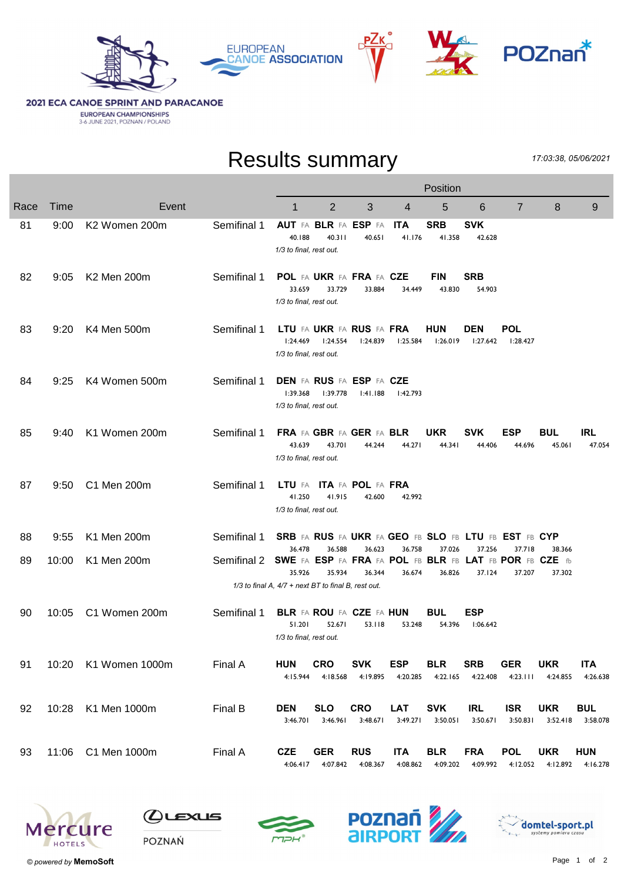**2021 ECA CANOE SPRINT AND PARACANOE**
EUROPEAN CHAMPIONSHIPS
3-6 JUNE 2021, POZNAN / POLAND

# Results summary

*17:03:38, 05/06/2021*

| Race | Time | Event | | 1 | 2 | 3 | 4 | 5 | 6 | 7 | 8 | 9 |
|---|---|---|---|---|---|---|---|---|---|---|---|---|
| 81 | 9:00 | K2 Women 200m | Semifinal 1 | **AUT** FA 40.188 | **BLR** FA 40.311 | **ESP** FA 40.651 | **ITA** 41.176 | **SRB** 41.358 | **SVK** 42.628 | | | |
| | | | | *1/3 to final, rest out.* | | | | | | | | |
| 82 | 9:05 | K2 Men 200m | Semifinal 1 | **POL** FA 33.659 | **UKR** FA 33.729 | **FRA** FA 33.884 | **CZE** 34.449 | **FIN** 43.830 | **SRB** 54.903 | | | |
| | | | | *1/3 to final, rest out.* | | | | | | | | |
| 83 | 9:20 | K4 Men 500m | Semifinal 1 | **LTU** FA 1:24.469 | **UKR** FA 1:24.554 | **RUS** FA 1:24.839 | **FRA** 1:25.584 | **HUN** 1:26.019 | **DEN** 1:27.642 | **POL** 1:28.427 | | |
| | | | | *1/3 to final, rest out.* | | | | | | | | |
| 84 | 9:25 | K4 Women 500m | Semifinal 1 | **DEN** FA 1:39.368 | **RUS** FA 1:39.778 | **ESP** FA 1:41.188 | **CZE** 1:42.793 | | | | | |
| | | | | *1/3 to final, rest out.* | | | | | | | | |
| 85 | 9:40 | K1 Women 200m | Semifinal 1 | **FRA** FA 43.639 | **GBR** FA 43.701 | **GER** FA 44.244 | **BLR** 44.271 | **UKR** 44.341 | **SVK** 44.406 | **ESP** 44.696 | **BUL** 45.061 | **IRL** 47.054 |
| | | | | *1/3 to final, rest out.* | | | | | | | | |
| 87 | 9:50 | C1 Men 200m | Semifinal 1 | **LTU** FA 41.250 | **ITA** FA 41.915 | **POL** FA 42.600 | **FRA** 42.992 | | | | | |
| | | | | *1/3 to final, rest out.* | | | | | | | | |
| 88 | 9:55 | K1 Men 200m | Semifinal 1 | **SRB** FA 36.478 | **RUS** FA 36.588 | **UKR** FA 36.623 | **GEO** FB 36.758 | **SLO** FB 37.026 | **LTU** FB 37.256 | **EST** FB 37.718 | **CYP** 38.366 | |
| 89 | 10:00 | K1 Men 200m | Semifinal 2 | **SWE** FA 35.926 | **ESP** FA 35.934 | **FRA** FA 36.344 | **POL** FB 36.674 | **BLR** FB 36.826 | **LAT** FB 37.124 | **POR** FB 37.207 | **CZE** fb 37.302 | |
| | | | | *1/3 to final A, 4/7 + next BT to final B, rest out.* | | | | | | | | |
| 90 | 10:05 | C1 Women 200m | Semifinal 1 | **BLR** FA 51.201 | **ROU** FA 52.671 | **CZE** FA 53.118 | **HUN** 53.248 | **BUL** 54.396 | **ESP** 1:06.642 | | | |
| | | | | *1/3 to final, rest out.* | | | | | | | | |
| 91 | 10:20 | K1 Women 1000m | Final A | **HUN** 4:15.944 | **CRO** 4:18.568 | **SVK** 4:19.895 | **ESP** 4:20.285 | **BLR** 4:22.165 | **SRB** 4:22.408 | **GER** 4:23.111 | **UKR** 4:24.855 | **ITA** 4:26.638 |
| 92 | 10:28 | K1 Men 1000m | Final B | **DEN** 3:46.701 | **SLO** 3:46.961 | **CRO** 3:48.671 | **LAT** 3:49.271 | **SVK** 3:50.051 | **IRL** 3:50.671 | **ISR** 3:50.831 | **UKR** 3:52.418 | **BUL** 3:58.078 |
| 93 | 11:06 | C1 Men 1000m | Final A | **CZE** 4:06.417 | **GER** 4:07.842 | **RUS** 4:08.367 | **ITA** 4:08.862 | **BLR** 4:09.202 | **FRA** 4:09.992 | **POL** 4:12.052 | **UKR** 4:12.892 | **HUN** 4:16.278 |

*© powered by* **MemoSoft**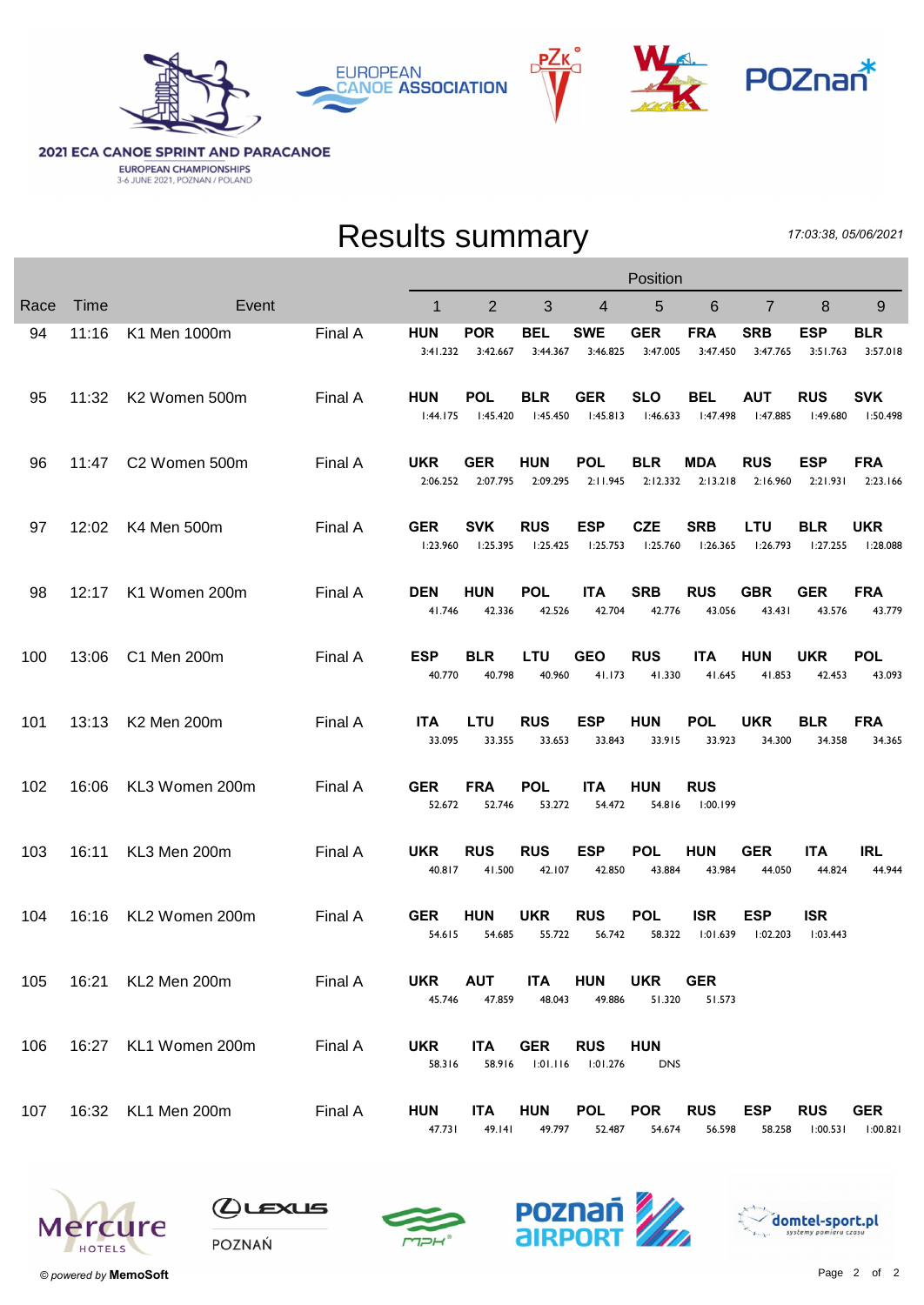2021 ECA CANOE SPRINT AND PARACANOE
EUROPEAN CHAMPIONSHIPS
3-6 JUNE 2021, POZNAN / POLAND

# Results summary

*17:03:38, 05/06/2021*

| Race | Time | Event | | Position 1 | 2 | 3 | 4 | 5 | 6 | 7 | 8 | 9 |
|---|---|---|---|---|---|---|---|---|---|---|---|---|
| 94 | 11:16 | K1 Men 1000m | Final A | **HUN** 3:41.232 | **POR** 3:42.667 | **BEL** 3:44.367 | **SWE** 3:46.825 | **GER** 3:47.005 | **FRA** 3:47.450 | **SRB** 3:47.765 | **ESP** 3:51.763 | **BLR** 3:57.018 |
| 95 | 11:32 | K2 Women 500m | Final A | **HUN** 1:44.175 | **POL** 1:45.420 | **BLR** 1:45.450 | **GER** 1:45.813 | **SLO** 1:46.633 | **BEL** 1:47.498 | **AUT** 1:47.885 | **RUS** 1:49.680 | **SVK** 1:50.498 |
| 96 | 11:47 | C2 Women 500m | Final A | **UKR** 2:06.252 | **GER** 2:07.795 | **HUN** 2:09.295 | **POL** 2:11.945 | **BLR** 2:12.332 | **MDA** 2:13.218 | **RUS** 2:16.960 | **ESP** 2:21.931 | **FRA** 2:23.166 |
| 97 | 12:02 | K4 Men 500m | Final A | **GER** 1:23.960 | **SVK** 1:25.395 | **RUS** 1:25.425 | **ESP** 1:25.753 | **CZE** 1:25.760 | **SRB** 1:26.365 | **LTU** 1:26.793 | **BLR** 1:27.255 | **UKR** 1:28.088 |
| 98 | 12:17 | K1 Women 200m | Final A | **DEN** 41.746 | **HUN** 42.336 | **POL** 42.526 | **ITA** 42.704 | **SRB** 42.776 | **RUS** 43.056 | **GBR** 43.431 | **GER** 43.576 | **FRA** 43.779 |
| 100 | 13:06 | C1 Men 200m | Final A | **ESP** 40.770 | **BLR** 40.798 | **LTU** 40.960 | **GEO** 41.173 | **RUS** 41.330 | **ITA** 41.645 | **HUN** 41.853 | **UKR** 42.453 | **POL** 43.093 |
| 101 | 13:13 | K2 Men 200m | Final A | **ITA** 33.095 | **LTU** 33.355 | **RUS** 33.653 | **ESP** 33.843 | **HUN** 33.915 | **POL** 33.923 | **UKR** 34.300 | **BLR** 34.358 | **FRA** 34.365 |
| 102 | 16:06 | KL3 Women 200m | Final A | **GER** 52.672 | **FRA** 52.746 | **POL** 53.272 | **ITA** 54.472 | **HUN** 54.816 | **RUS** 1:00.199 | | | |
| 103 | 16:11 | KL3 Men 200m | Final A | **UKR** 40.817 | **RUS** 41.500 | **RUS** 42.107 | **ESP** 42.850 | **POL** 43.884 | **HUN** 43.984 | **GER** 44.050 | **ITA** 44.824 | **IRL** 44.944 |
| 104 | 16:16 | KL2 Women 200m | Final A | **GER** 54.615 | **HUN** 54.685 | **UKR** 55.722 | **RUS** 56.742 | **POL** 58.322 | **ISR** 1:01.639 | **ESP** 1:02.203 | **ISR** 1:03.443 | |
| 105 | 16:21 | KL2 Men 200m | Final A | **UKR** 45.746 | **AUT** 47.859 | **ITA** 48.043 | **HUN** 49.886 | **UKR** 51.320 | **GER** 51.573 | | | |
| 106 | 16:27 | KL1 Women 200m | Final A | **UKR** 58.316 | **ITA** 58.916 | **GER** 1:01.116 | **RUS** 1:01.276 | **HUN** DNS | | | | |
| 107 | 16:32 | KL1 Men 200m | Final A | **HUN** 47.731 | **ITA** 49.141 | **HUN** 49.797 | **POL** 52.487 | **POR** 54.674 | **RUS** 56.598 | **ESP** 58.258 | **RUS** 1:00.531 | **GER** 1:00.821 |

© *powered by* **MemoSoft**